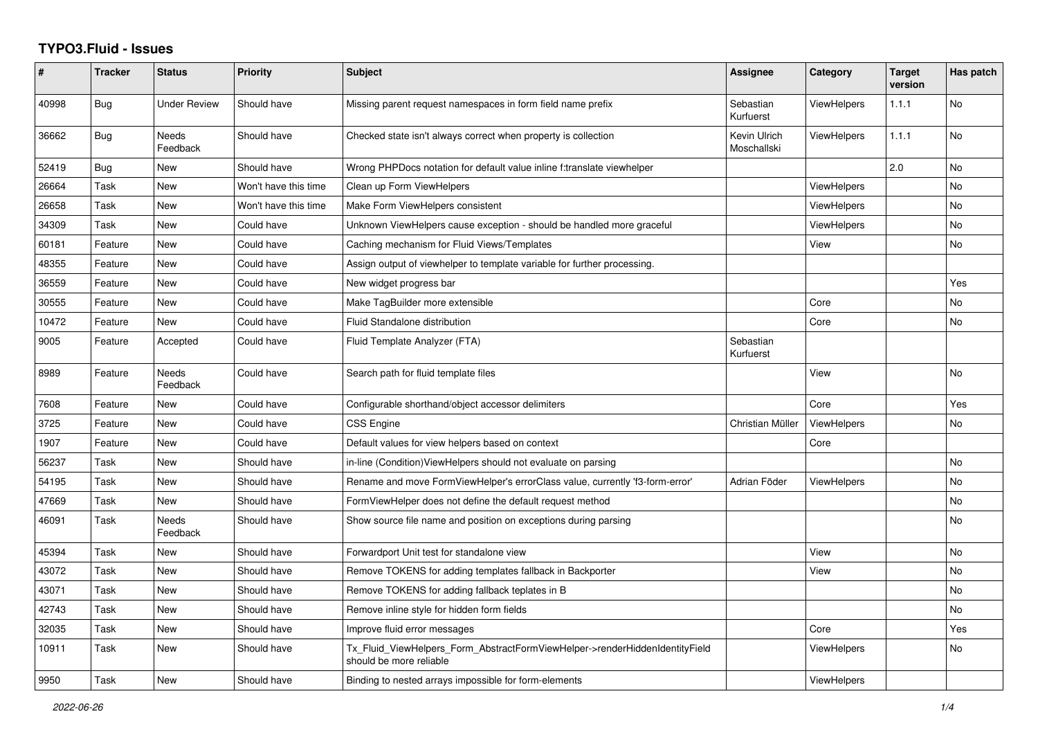# TYPO3.Fluid - Issues

| # | Tracker | Status | Priority | Subject | Assignee | Category | Target version | Has patch |
|---|---|---|---|---|---|---|---|---|
| 40998 | Bug | Under Review | Should have | Missing parent request namespaces in form field name prefix | Sebastian Kurfuerst | ViewHelpers | 1.1.1 | No |
| 36662 | Bug | Needs Feedback | Should have | Checked state isn't always correct when property is collection | Kevin Ulrich Moschallski | ViewHelpers | 1.1.1 | No |
| 52419 | Bug | New | Should have | Wrong PHPDocs notation for default value inline f:translate viewhelper | | | 2.0 | No |
| 26664 | Task | New | Won't have this time | Clean up Form ViewHelpers | | ViewHelpers | | No |
| 26658 | Task | New | Won't have this time | Make Form ViewHelpers consistent | | ViewHelpers | | No |
| 34309 | Task | New | Could have | Unknown ViewHelpers cause exception - should be handled more graceful | | ViewHelpers | | No |
| 60181 | Feature | New | Could have | Caching mechanism for Fluid Views/Templates | | View | | No |
| 48355 | Feature | New | Could have | Assign output of viewhelper to template variable for further processing. | | | | |
| 36559 | Feature | New | Could have | New widget progress bar | | | | Yes |
| 30555 | Feature | New | Could have | Make TagBuilder more extensible | | Core | | No |
| 10472 | Feature | New | Could have | Fluid Standalone distribution | | Core | | No |
| 9005 | Feature | Accepted | Could have | Fluid Template Analyzer (FTA) | Sebastian Kurfuerst | | | |
| 8989 | Feature | Needs Feedback | Could have | Search path for fluid template files | | View | | No |
| 7608 | Feature | New | Could have | Configurable shorthand/object accessor delimiters | | Core | | Yes |
| 3725 | Feature | New | Could have | CSS Engine | Christian Müller | ViewHelpers | | No |
| 1907 | Feature | New | Could have | Default values for view helpers based on context | | Core | | |
| 56237 | Task | New | Should have | in-line (Condition)ViewHelpers should not evaluate on parsing | | | | No |
| 54195 | Task | New | Should have | Rename and move FormViewHelper's errorClass value, currently 'f3-form-error' | Adrian Föder | ViewHelpers | | No |
| 47669 | Task | New | Should have | FormViewHelper does not define the default request method | | | | No |
| 46091 | Task | Needs Feedback | Should have | Show source file name and position on exceptions during parsing | | | | No |
| 45394 | Task | New | Should have | Forwardport Unit test for standalone view | | View | | No |
| 43072 | Task | New | Should have | Remove TOKENS for adding templates fallback in Backporter | | View | | No |
| 43071 | Task | New | Should have | Remove TOKENS for adding fallback teplates in B | | | | No |
| 42743 | Task | New | Should have | Remove inline style for hidden form fields | | | | No |
| 32035 | Task | New | Should have | Improve fluid error messages | | Core | | Yes |
| 10911 | Task | New | Should have | Tx_Fluid_ViewHelpers_Form_AbstractFormViewHelper->renderHiddenIdentityField should be more reliable | | ViewHelpers | | No |
| 9950 | Task | New | Should have | Binding to nested arrays impossible for form-elements | | ViewHelpers | | |

*2022-06-26*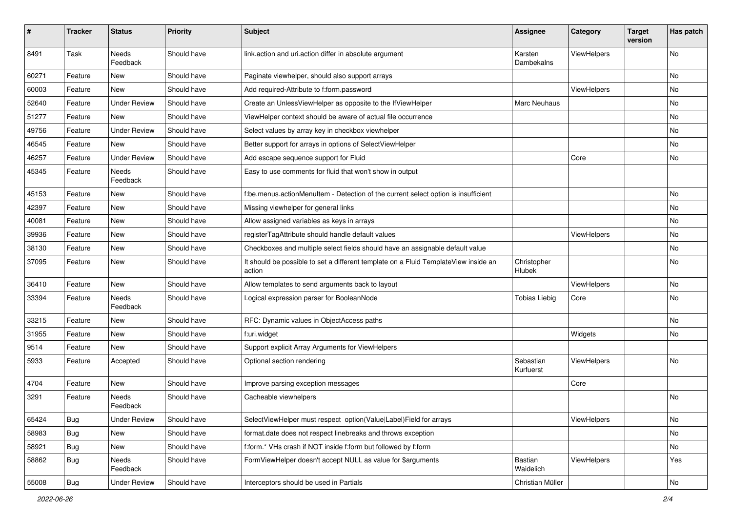| # | Tracker | Status | Priority | Subject | Assignee | Category | Target version | Has patch |
|---|---|---|---|---|---|---|---|---|
| 8491 | Task | Needs Feedback | Should have | link.action and uri.action differ in absolute argument | Karsten Dambekalns | ViewHelpers | | No |
| 60271 | Feature | New | Should have | Paginate viewhelper, should also support arrays | | | | No |
| 60003 | Feature | New | Should have | Add required-Attribute to f:form.password | | ViewHelpers | | No |
| 52640 | Feature | Under Review | Should have | Create an UnlessViewHelper as opposite to the IfViewHelper | Marc Neuhaus | | | No |
| 51277 | Feature | New | Should have | ViewHelper context should be aware of actual file occurrence | | | | No |
| 49756 | Feature | Under Review | Should have | Select values by array key in checkbox viewhelper | | | | No |
| 46545 | Feature | New | Should have | Better support for arrays in options of SelectViewHelper | | | | No |
| 46257 | Feature | Under Review | Should have | Add escape sequence support for Fluid | | Core | | No |
| 45345 | Feature | Needs Feedback | Should have | Easy to use comments for fluid that won't show in output | | | | |
| 45153 | Feature | New | Should have | f:be.menus.actionMenuItem - Detection of the current select option is insufficient | | | | No |
| 42397 | Feature | New | Should have | Missing viewhelper for general links | | | | No |
| 40081 | Feature | New | Should have | Allow assigned variables as keys in arrays | | | | No |
| 39936 | Feature | New | Should have | registerTagAttribute should handle default values | | ViewHelpers | | No |
| 38130 | Feature | New | Should have | Checkboxes and multiple select fields should have an assignable default value | | | | No |
| 37095 | Feature | New | Should have | It should be possible to set a different template on a Fluid TemplateView inside an action | Christopher Hlubek | | | No |
| 36410 | Feature | New | Should have | Allow templates to send arguments back to layout | | ViewHelpers | | No |
| 33394 | Feature | Needs Feedback | Should have | Logical expression parser for BooleanNode | Tobias Liebig | Core | | No |
| 33215 | Feature | New | Should have | RFC: Dynamic values in ObjectAccess paths | | | | No |
| 31955 | Feature | New | Should have | f:uri.widget | | Widgets | | No |
| 9514 | Feature | New | Should have | Support explicit Array Arguments for ViewHelpers | | | | |
| 5933 | Feature | Accepted | Should have | Optional section rendering | Sebastian Kurfuerst | ViewHelpers | | No |
| 4704 | Feature | New | Should have | Improve parsing exception messages | | Core | | |
| 3291 | Feature | Needs Feedback | Should have | Cacheable viewhelpers | | | | No |
| 65424 | Bug | Under Review | Should have | SelectViewHelper must respect option(Value\|Label)Field for arrays | | ViewHelpers | | No |
| 58983 | Bug | New | Should have | format.date does not respect linebreaks and throws exception | | | | No |
| 58921 | Bug | New | Should have | f:form.* VHs crash if NOT inside f:form but followed by f:form | | | | No |
| 58862 | Bug | Needs Feedback | Should have | FormViewHelper doesn't accept NULL as value for $arguments | Bastian Waidelich | ViewHelpers | | Yes |
| 55008 | Bug | Under Review | Should have | Interceptors should be used in Partials | Christian Müller | | | No |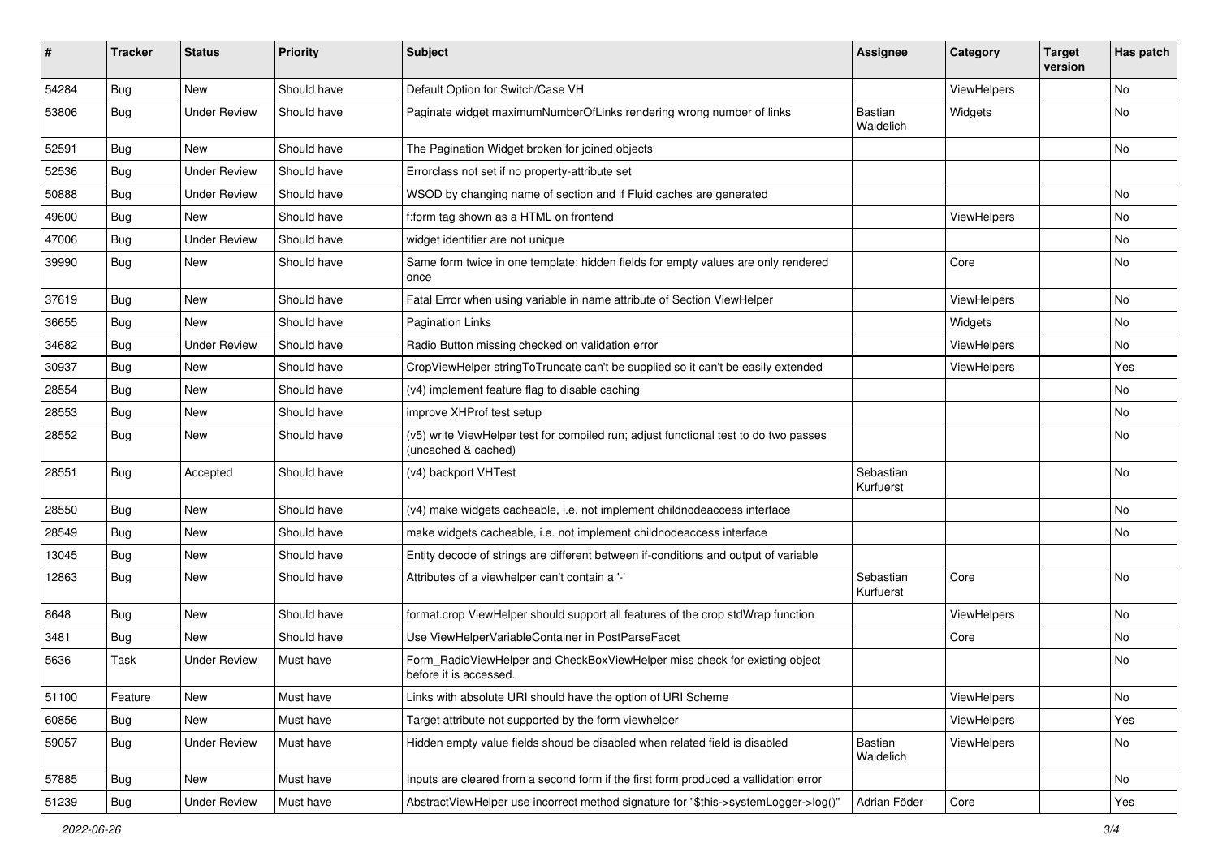| # | Tracker | Status | Priority | Subject | Assignee | Category | Target version | Has patch |
|---|---|---|---|---|---|---|---|---|
| 54284 | Bug | New | Should have | Default Option for Switch/Case VH | | ViewHelpers | | No |
| 53806 | Bug | Under Review | Should have | Paginate widget maximumNumberOfLinks rendering wrong number of links | Bastian Waidelich | Widgets | | No |
| 52591 | Bug | New | Should have | The Pagination Widget broken for joined objects | | | | No |
| 52536 | Bug | Under Review | Should have | Errorclass not set if no property-attribute set | | | | |
| 50888 | Bug | Under Review | Should have | WSOD by changing name of section and if Fluid caches are generated | | | | No |
| 49600 | Bug | New | Should have | f:form tag shown as a HTML on frontend | | ViewHelpers | | No |
| 47006 | Bug | Under Review | Should have | widget identifier are not unique | | | | No |
| 39990 | Bug | New | Should have | Same form twice in one template: hidden fields for empty values are only rendered once | | Core | | No |
| 37619 | Bug | New | Should have | Fatal Error when using variable in name attribute of Section ViewHelper | | ViewHelpers | | No |
| 36655 | Bug | New | Should have | Pagination Links | | Widgets | | No |
| 34682 | Bug | Under Review | Should have | Radio Button missing checked on validation error | | ViewHelpers | | No |
| 30937 | Bug | New | Should have | CropViewHelper stringToTruncate can't be supplied so it can't be easily extended | | ViewHelpers | | Yes |
| 28554 | Bug | New | Should have | (v4) implement feature flag to disable caching | | | | No |
| 28553 | Bug | New | Should have | improve XHProf test setup | | | | No |
| 28552 | Bug | New | Should have | (v5) write ViewHelper test for compiled run; adjust functional test to do two passes (uncached & cached) | | | | No |
| 28551 | Bug | Accepted | Should have | (v4) backport VHTest | Sebastian Kurfuerst | | | No |
| 28550 | Bug | New | Should have | (v4) make widgets cacheable, i.e. not implement childnodeaccess interface | | | | No |
| 28549 | Bug | New | Should have | make widgets cacheable, i.e. not implement childnodeaccess interface | | | | No |
| 13045 | Bug | New | Should have | Entity decode of strings are different between if-conditions and output of variable | | | | |
| 12863 | Bug | New | Should have | Attributes of a viewhelper can't contain a '-' | Sebastian Kurfuerst | Core | | No |
| 8648 | Bug | New | Should have | format.crop ViewHelper should support all features of the crop stdWrap function | | ViewHelpers | | No |
| 3481 | Bug | New | Should have | Use ViewHelperVariableContainer in PostParseFacet | | Core | | No |
| 5636 | Task | Under Review | Must have | Form_RadioViewHelper and CheckBoxViewHelper miss check for existing object before it is accessed. | | | | No |
| 51100 | Feature | New | Must have | Links with absolute URI should have the option of URI Scheme | | ViewHelpers | | No |
| 60856 | Bug | New | Must have | Target attribute not supported by the form viewhelper | | ViewHelpers | | Yes |
| 59057 | Bug | Under Review | Must have | Hidden empty value fields shoud be disabled when related field is disabled | Bastian Waidelich | ViewHelpers | | No |
| 57885 | Bug | New | Must have | Inputs are cleared from a second form if the first form produced a vallidation error | | | | No |
| 51239 | Bug | Under Review | Must have | AbstractViewHelper use incorrect method signature for "$this->systemLogger->log()" | Adrian Föder | Core | | Yes |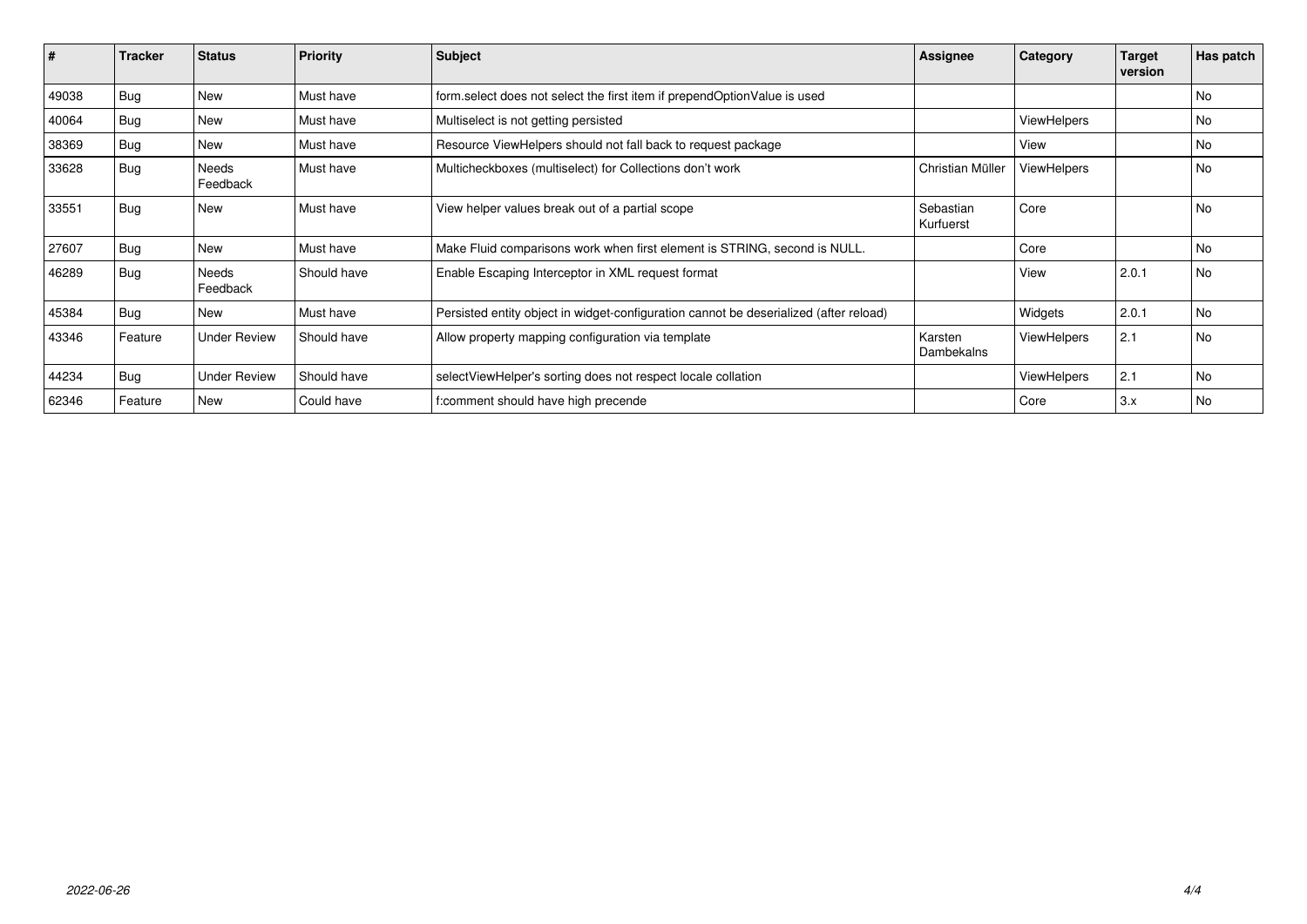| # | Tracker | Status | Priority | Subject | Assignee | Category | Target version | Has patch |
|---|---|---|---|---|---|---|---|---|
| 49038 | Bug | New | Must have | form.select does not select the first item if prependOptionValue is used | | | | No |
| 40064 | Bug | New | Must have | Multiselect is not getting persisted | | ViewHelpers | | No |
| 38369 | Bug | New | Must have | Resource ViewHelpers should not fall back to request package | | View | | No |
| 33628 | Bug | Needs Feedback | Must have | Multicheckboxes (multiselect) for Collections don't work | Christian Müller | ViewHelpers | | No |
| 33551 | Bug | New | Must have | View helper values break out of a partial scope | Sebastian Kurfuerst | Core | | No |
| 27607 | Bug | New | Must have | Make Fluid comparisons work when first element is STRING, second is NULL. | | Core | | No |
| 46289 | Bug | Needs Feedback | Should have | Enable Escaping Interceptor in XML request format | | View | 2.0.1 | No |
| 45384 | Bug | New | Must have | Persisted entity object in widget-configuration cannot be deserialized (after reload) | | Widgets | 2.0.1 | No |
| 43346 | Feature | Under Review | Should have | Allow property mapping configuration via template | Karsten Dambekalns | ViewHelpers | 2.1 | No |
| 44234 | Bug | Under Review | Should have | selectViewHelper's sorting does not respect locale collation | | ViewHelpers | 2.1 | No |
| 62346 | Feature | New | Could have | f:comment should have high precende | | Core | 3.x | No |